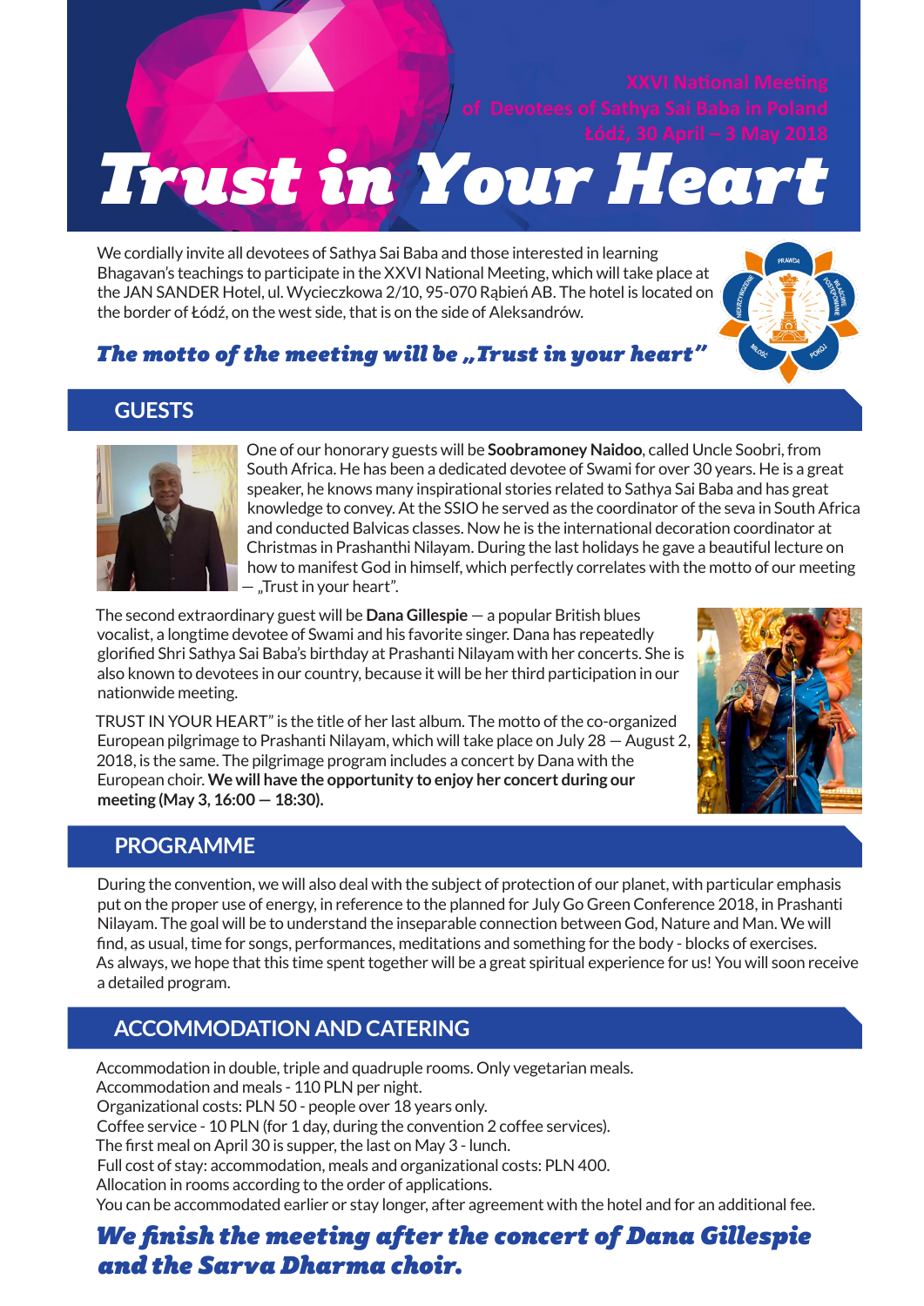XXVI National Meeting
of Devotees of Sathya Sai Baba in Poland
Łódź, 30 April – 3 May 2018

# Trust in Your Heart

We cordially invite all devotees of Sathya Sai Baba and those interested in learning Bhagavan's teachings to participate in the XXVI National Meeting, which will take place at the JAN SANDER Hotel, ul. Wycieczkowa 2/10, 95-070 Rąbień AB. The hotel is located on the border of Łódź, on the west side, that is on the side of Aleksandrów.

***The motto of the meeting will be „Trust in your heart"***

## GUESTS

One of our honorary guests will be **Soobramoney Naidoo**, called Uncle Soobri, from South Africa. He has been a dedicated devotee of Swami for over 30 years. He is a great speaker, he knows many inspirational stories related to Sathya Sai Baba and has great knowledge to convey. At the SSIO he served as the coordinator of the seva in South Africa and conducted Balvicas classes. Now he is the international decoration coordinator at Christmas in Prashanthi Nilayam. During the last holidays he gave a beautiful lecture on how to manifest God in himself, which perfectly correlates with the motto of our meeting — „Trust in your heart".

The second extraordinary guest will be **Dana Gillespie** — a popular British blues vocalist, a longtime devotee of Swami and his favorite singer. Dana has repeatedly glorified Shri Sathya Sai Baba's birthday at Prashanti Nilayam with her concerts. She is also known to devotees in our country, because it will be her third participation in our nationwide meeting.

TRUST IN YOUR HEART" is the title of her last album. The motto of the co-organized European pilgrimage to Prashanti Nilayam, which will take place on July 28 — August 2, 2018, is the same. The pilgrimage program includes a concert by Dana with the European choir. **We will have the opportunity to enjoy her concert during our meeting (May 3, 16:00 — 18:30).**

## PROGRAMME

During the convention, we will also deal with the subject of protection of our planet, with particular emphasis put on the proper use of energy, in reference to the planned for July Go Green Conference 2018, in Prashanti Nilayam. The goal will be to understand the inseparable connection between God, Nature and Man. We will find, as usual, time for songs, performances, meditations and something for the body - blocks of exercises. As always, we hope that this time spent together will be a great spiritual experience for us! You will soon receive a detailed program.

## ACCOMMODATION AND CATERING

Accommodation in double, triple and quadruple rooms. Only vegetarian meals.
Accommodation and meals - 110 PLN per night.
Organizational costs: PLN 50 - people over 18 years only.
Coffee service - 10 PLN (for 1 day, during the convention 2 coffee services).
The first meal on April 30 is supper, the last on May 3 - lunch.
Full cost of stay: accommodation, meals and organizational costs: PLN 400.
Allocation in rooms according to the order of applications.
You can be accommodated earlier or stay longer, after agreement with the hotel and for an additional fee.

***We finish the meeting after the concert of Dana Gillespie and the Sarva Dharma choir.***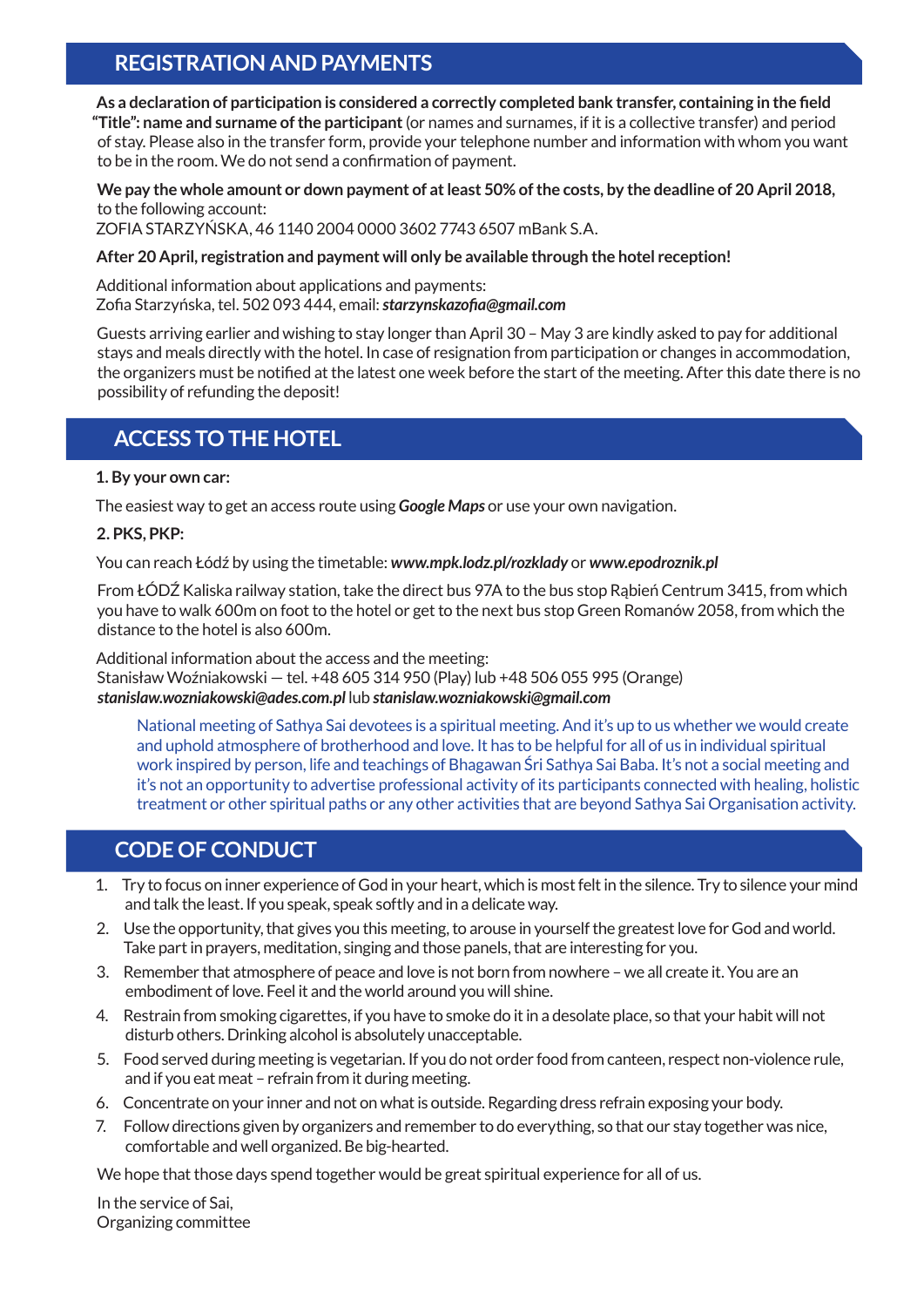## REGISTRATION AND PAYMENTS

**As a declaration of participation is considered a correctly completed bank transfer, containing in the field "Title": name and surname of the participant** (or names and surnames, if it is a collective transfer) and period of stay. Please also in the transfer form, provide your telephone number and information with whom you want to be in the room. We do not send a confirmation of payment.

**We pay the whole amount or down payment of at least 50% of the costs, by the deadline of 20 April 2018,** to the following account:
ZOFIA STARZYŃSKA, 46 1140 2004 0000 3602 7743 6507 mBank S.A.

**After 20 April, registration and payment will only be available through the hotel reception!**

Additional information about applications and payments:
Zofia Starzyńska, tel. 502 093 444, email: ***starzynskazofia@gmail.com***

Guests arriving earlier and wishing to stay longer than April 30 – May 3 are kindly asked to pay for additional stays and meals directly with the hotel. In case of resignation from participation or changes in accommodation, the organizers must be notified at the latest one week before the start of the meeting. After this date there is no possibility of refunding the deposit!

## ACCESS TO THE HOTEL

**1. By your own car:**

The easiest way to get an access route using ***Google Maps*** or use your own navigation.

**2. PKS, PKP:**

You can reach Łódź by using the timetable: ***www.mpk.lodz.pl/rozklady*** or ***www.epodroznik.pl***

From ŁÓDŹ Kaliska railway station, take the direct bus 97A to the bus stop Rąbień Centrum 3415, from which you have to walk 600m on foot to the hotel or get to the next bus stop Green Romanów 2058, from which the distance to the hotel is also 600m.

Additional information about the access and the meeting:
Stanisław Woźniakowski — tel. +48 605 314 950 (Play) lub +48 506 055 995 (Orange)
***stanislaw.wozniakowski@ades.com.pl*** lub ***stanislaw.wozniakowski@gmail.com***

National meeting of Sathya Sai devotees is a spiritual meeting. And it's up to us whether we would create and uphold atmosphere of brotherhood and love. It has to be helpful for all of us in individual spiritual work inspired by person, life and teachings of Bhagawan Śri Sathya Sai Baba. It's not a social meeting and it's not an opportunity to advertise professional activity of its participants connected with healing, holistic treatment or other spiritual paths or any other activities that are beyond Sathya Sai Organisation activity.

## CODE OF CONDUCT

1. Try to focus on inner experience of God in your heart, which is most felt in the silence. Try to silence your mind and talk the least. If you speak, speak softly and in a delicate way.
2. Use the opportunity, that gives you this meeting, to arouse in yourself the greatest love for God and world. Take part in prayers, meditation, singing and those panels, that are interesting for you.
3. Remember that atmosphere of peace and love is not born from nowhere – we all create it. You are an embodiment of love. Feel it and the world around you will shine.
4. Restrain from smoking cigarettes, if you have to smoke do it in a desolate place, so that your habit will not disturb others. Drinking alcohol is absolutely unacceptable.
5. Food served during meeting is vegetarian. If you do not order food from canteen, respect non-violence rule, and if you eat meat – refrain from it during meeting.
6. Concentrate on your inner and not on what is outside. Regarding dress refrain exposing your body.
7. Follow directions given by organizers and remember to do everything, so that our stay together was nice, comfortable and well organized. Be big-hearted.

We hope that those days spend together would be great spiritual experience for all of us.

In the service of Sai,
Organizing committee